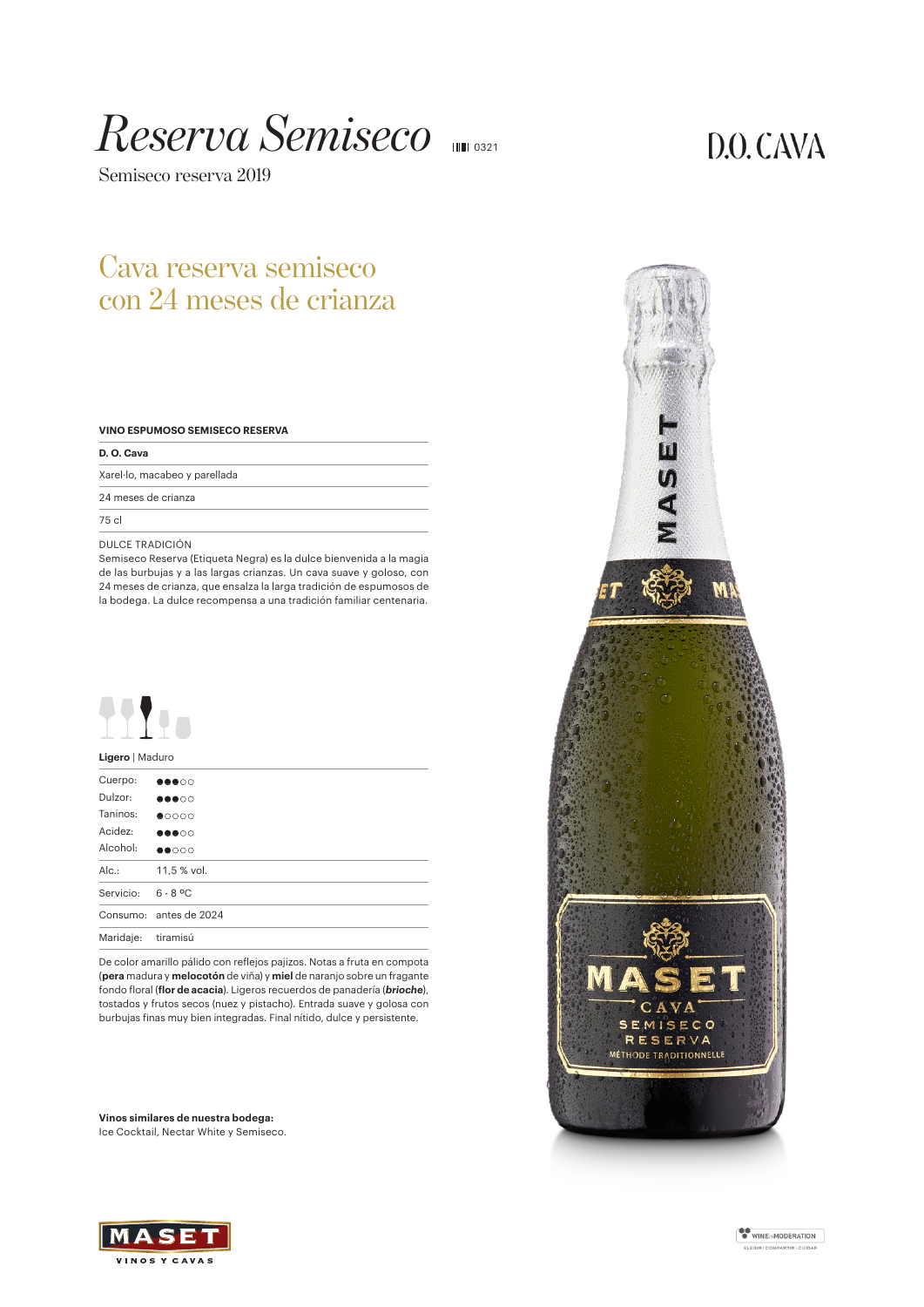# Reserva Semiseco

0321

Semiseco reserva 2019

D.O. CAVA

## Cava reserva semiseco con 24 meses de crianza

**VINO ESPUMOSO SEMISECO RESERVA**

**D. O. Cava**

Xarel·lo, macabeo y parellada

24 meses de crianza

75 cl

DULCE TRADICIÓN

Semiseco Reserva (Etiqueta Negra) es la dulce bienvenida a la magia de las burbujas y a las largas crianzas. Un cava suave y goloso, con 24 meses de crianza, que ensalza la larga tradición de espumosos de la bodega. La dulce recompensa a una tradición familiar centenaria.

**Ligero** | Maduro

| | |
|---|---|
| Cuerpo: | ●●●○○ |
| Dulzor: | ●●●○○ |
| Taninos: | ●○○○○ |
| Acidez: | ●●●○○ |
| Alcohol: | ●●○○○ |
| Alc.: | 11,5 % vol. |
| Servicio: | 6 - 8 ºC |
| Consumo: | antes de 2024 |
| Maridaje: | tiramisú |

De color amarillo pálido con reflejos pajizos. Notas a fruta en compota (**pera** madura y **melocotón** de viña) y **miel** de naranjo sobre un fragante fondo floral (**flor de acacia**). Ligeros recuerdos de panadería (***brioche***), tostados y frutos secos (nuez y pistacho). Entrada suave y golosa con burbujas finas muy bien integradas. Final nítido, dulce y persistente.

**Vinos similares de nuestra bodega:**
Ice Cocktail, Nectar White y Semiseco.

MASET VINOS Y CAVAS

WINE in MODERATION — ELEGIR | COMPARTIR | CUIDAR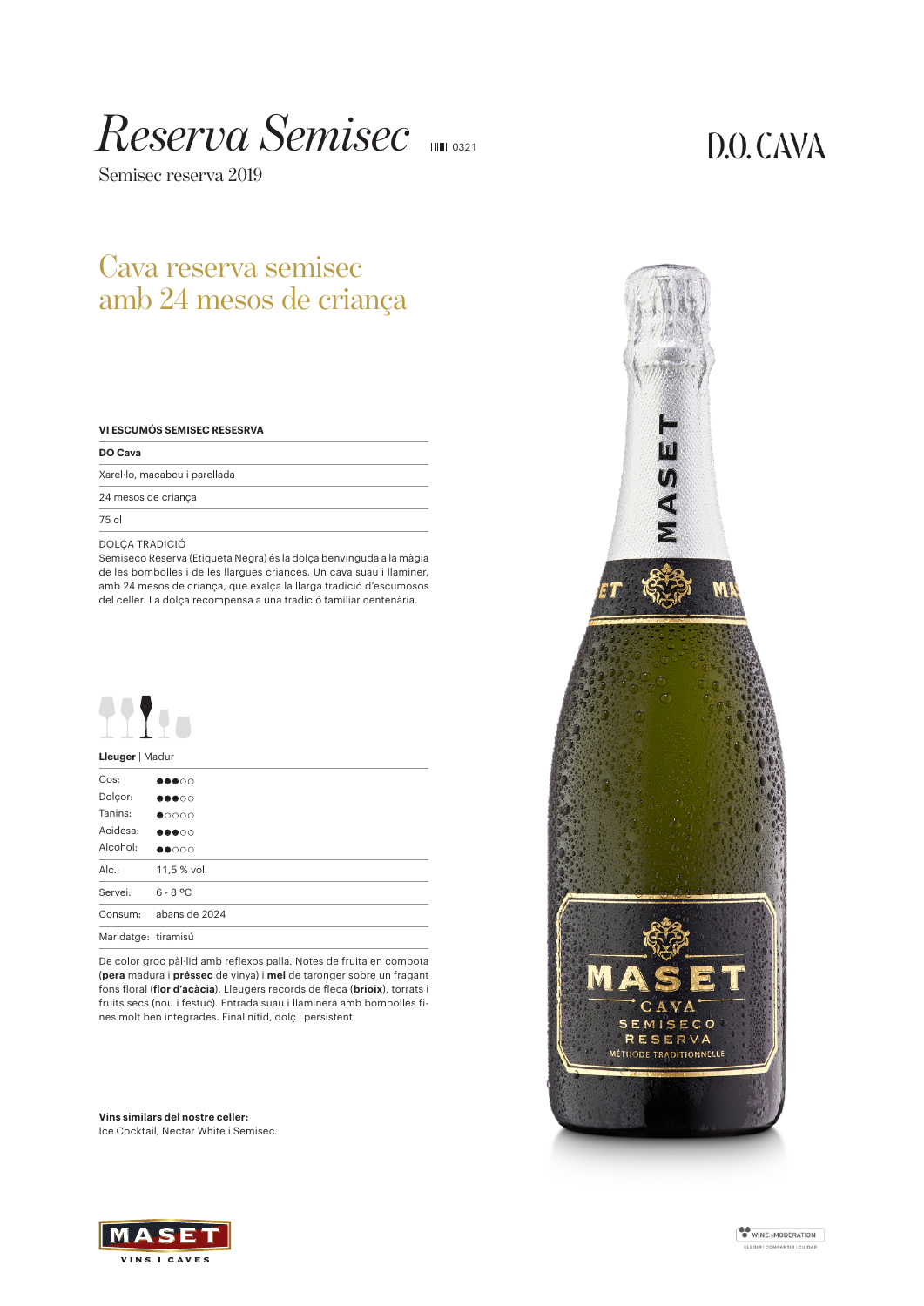# *Reserva Semisec*

0321

D.O. CAVA

Semisec reserva 2019

## Cava reserva semisec amb 24 mesos de criança

**VI ESCUMÓS SEMISEC RESESRVA**

**DO Cava**

Xarel·lo, macabeu i parellada

24 mesos de criança

75 cl

DOLÇA TRADICIÓ
Semiseco Reserva (Etiqueta Negra) és la dolça benvinguda a la màgia de les bombolles i de les llargues criances. Un cava suau i llaminer, amb 24 mesos de criança, que exalça la llarga tradició d'escumosos del celler. La dolça recompensa a una tradició familiar centenària.

**Lleuger** | Madur

| | |
|---|---|
| Cos: | ●●●○○ |
| Dolçor: | ●●●○○ |
| Tanins: | ●○○○○ |
| Acidesa: | ●●●○○ |
| Alcohol: | ●●○○○ |
| Alc.: | 11,5 % vol. |
| Servei: | 6 - 8 ºC |
| Consum: | abans de 2024 |
| Maridatge: | tiramisú |

De color groc pàl·lid amb reflexos palla. Notes de fruita en compota (**pera** madura i **préssec** de vinya) i **mel** de taronger sobre un fragant fons floral (**flor d'acàcia**). Lleugers records de fleca (**brioix**), torrats i fruits secs (nou i festuc). Entrada suau i llaminera amb bombolles fines molt ben integrades. Final nítid, dolç i persistent.

**Vins similars del nostre celler:**
Ice Cocktail, Nectar White i Semisec.

MASET VINS I CAVES

WINE in MODERATION — ELEGIR | COMPARTIR | CUIDAR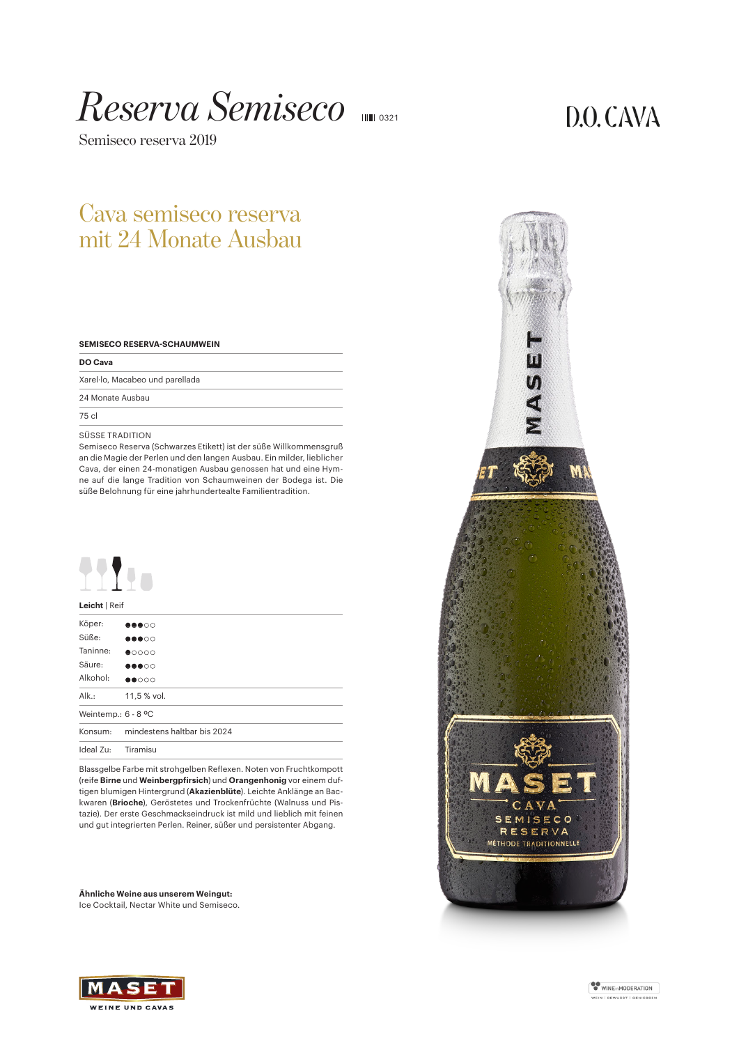# Reserva Semiseco

0321

Semiseco reserva 2019

D.O. CAVA

## Cava semiseco reserva mit 24 Monate Ausbau

**SEMISECO RESERVA-SCHAUMWEIN**

**DO Cava**

Xarel·lo, Macabeo und parellada

24 Monate Ausbau

75 cl

SÜSSE TRADITION

Semiseco Reserva (Schwarzes Etikett) ist der süße Willkommensgruß an die Magie der Perlen und den langen Ausbau. Ein milder, lieblicher Cava, der einen 24-monatigen Ausbau genossen hat und eine Hymne auf die lange Tradition von Schaumweinen der Bodega ist. Die süße Belohnung für eine jahrhundertealte Familientradition.

**Leicht** | Reif

| | |
|---|---|
| Köper: | ●●●○○ |
| Süße: | ●●●○○ |
| Taninne: | ●○○○○ |
| Säure: | ●●●○○ |
| Alkohol: | ●●○○○ |
| Alk.: | 11,5 % vol. |
| Weintemp.: | 6 - 8 ºC |
| Konsum: | mindestens haltbar bis 2024 |
| Ideal Zu: | Tiramisu |

Blassgelbe Farbe mit strohgelben Reflexen. Noten von Fruchtkompott (reife **Birne** und **Weinbergpfirsich**) und **Orangenhonig** vor einem duftigen blumigen Hintergrund (**Akazienblüte**). Leichte Anklänge an Backwaren (**Brioche**), Geröstetes und Trockenfrüchte (Walnuss und Pistazie). Der erste Geschmackseindruck ist mild und lieblich mit feinen und gut integrierten Perlen. Reiner, süßer und persistenter Abgang.

**Ähnliche Weine aus unserem Weingut:**
Ice Cocktail, Nectar White und Semiseco.

MASET WEINE UND CAVAS

WINE in MODERATION – WEIN | BEWUSST | GENIESSEN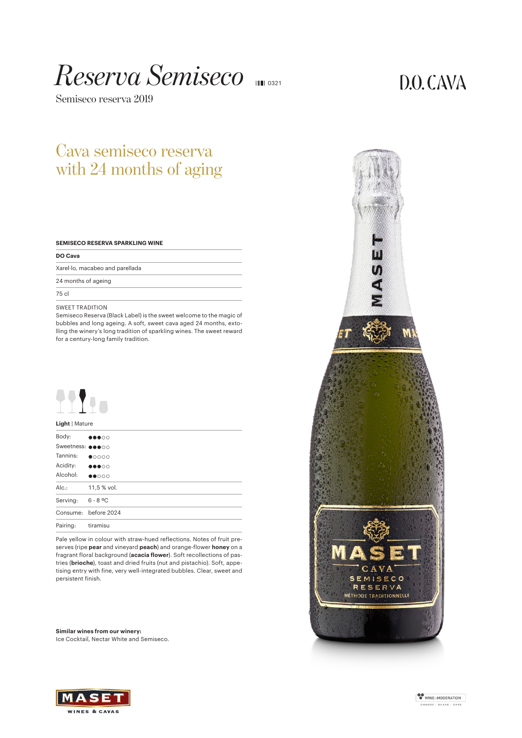# *Reserva Semiseco*

0321

Semiseco reserva 2019

D.O. CAVA

## Cava semiseco reserva with 24 months of aging

**SEMISECO RESERVA SPARKLING WINE**

**DO Cava**

Xarel·lo, macabeo and parellada

24 months of ageing

75 cl

SWEET TRADITION

Semiseco Reserva (Black Label) is the sweet welcome to the magic of bubbles and long ageing. A soft, sweet cava aged 24 months, extolling the winery's long tradition of sparkling wines. The sweet reward for a century-long family tradition.

**Light** | Mature

| | |
|---|---|
| Body: | ●●●○○ |
| Sweetness: | ●●●○○ |
| Tannins: | ●○○○○ |
| Acidity: | ●●●○○ |
| Alcohol: | ●●○○○ |
| Alc.: | 11,5 % vol. |
| Serving: | 6 - 8 ºC |
| Consume: | before 2024 |
| Pairing: | tiramisu |

Pale yellow in colour with straw-hued reflections. Notes of fruit preserves (ripe **pear** and vineyard **peach**) and orange-flower **honey** on a fragrant floral background (**acacia flower**). Soft recollections of pastries (**brioche**), toast and dried fruits (nut and pistachio). Soft, appetising entry with fine, very well-integrated bubbles. Clear, sweet and persistent finish.

**Similar wines from our winery:**
Ice Cocktail, Nectar White and Semiseco.

MASET WINES & CAVAS

WINE in MODERATION — CHOOSE | SHARE | CARE